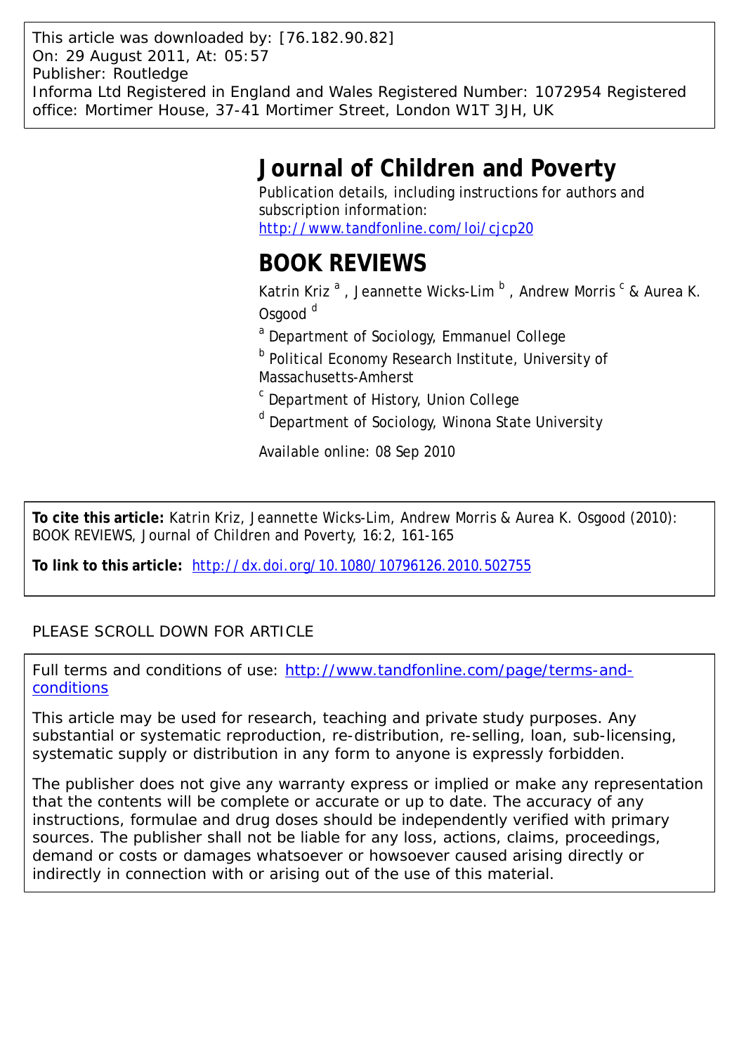This article was downloaded by: [76.182.90.82]
On: 29 August 2011, At: 05:57
Publisher: Routledge
Informa Ltd Registered in England and Wales Registered Number: 1072954 Registered office: Mortimer House, 37-41 Mortimer Street, London W1T 3JH, UK

# Journal of Children and Poverty

Publication details, including instructions for authors and subscription information:
http://www.tandfonline.com/loi/cjcp20

# BOOK REVIEWS

Katrin Kriz [a], Jeannette Wicks-Lim [b], Andrew Morris [c] & Aurea K. Osgood [d]

[a] Department of Sociology, Emmanuel College

[b] Political Economy Research Institute, University of Massachusetts-Amherst

[c] Department of History, Union College

[d] Department of Sociology, Winona State University

Available online: 08 Sep 2010

**To cite this article:** Katrin Kriz, Jeannette Wicks-Lim, Andrew Morris & Aurea K. Osgood (2010): BOOK REVIEWS, Journal of Children and Poverty, 16:2, 161-165

**To link to this article:** http://dx.doi.org/10.1080/10796126.2010.502755

PLEASE SCROLL DOWN FOR ARTICLE

Full terms and conditions of use: http://www.tandfonline.com/page/terms-and-conditions

This article may be used for research, teaching and private study purposes. Any substantial or systematic reproduction, re-distribution, re-selling, loan, sub-licensing, systematic supply or distribution in any form to anyone is expressly forbidden.

The publisher does not give any warranty express or implied or make any representation that the contents will be complete or accurate or up to date. The accuracy of any instructions, formulae and drug doses should be independently verified with primary sources. The publisher shall not be liable for any loss, actions, claims, proceedings, demand or costs or damages whatsoever or howsoever caused arising directly or indirectly in connection with or arising out of the use of this material.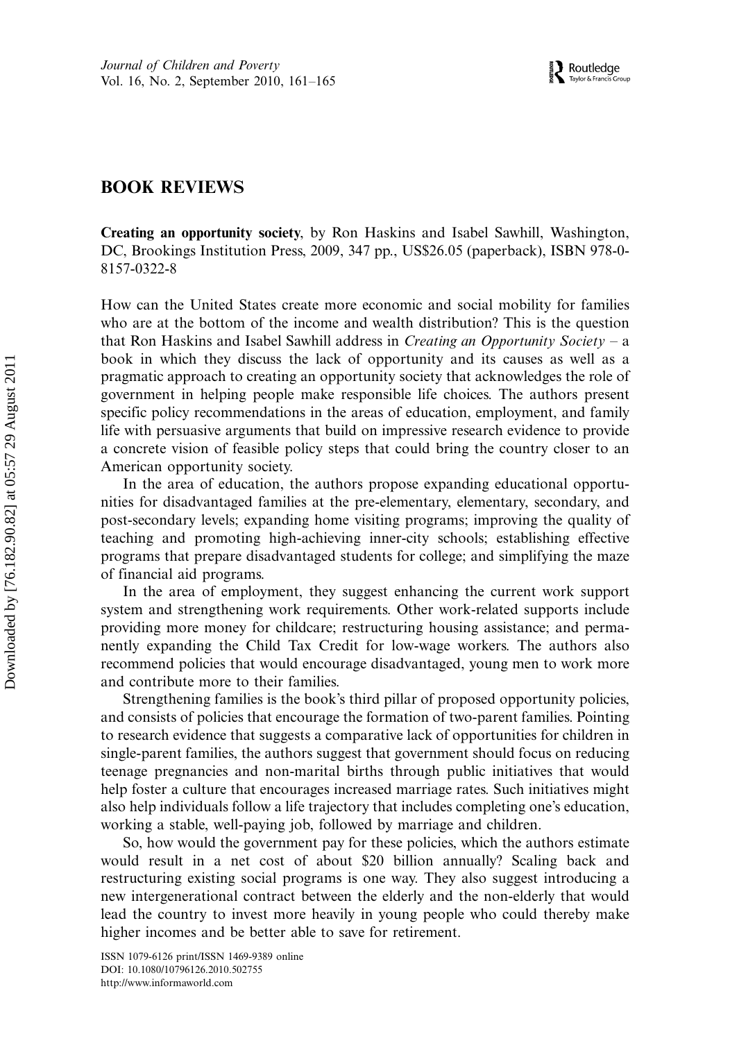# BOOK REVIEWS

**Creating an opportunity society**, by Ron Haskins and Isabel Sawhill, Washington, DC, Brookings Institution Press, 2009, 347 pp., US$26.05 (paperback), ISBN 978-0-8157-0322-8

How can the United States create more economic and social mobility for families who are at the bottom of the income and wealth distribution? This is the question that Ron Haskins and Isabel Sawhill address in *Creating an Opportunity Society* – a book in which they discuss the lack of opportunity and its causes as well as a pragmatic approach to creating an opportunity society that acknowledges the role of government in helping people make responsible life choices. The authors present specific policy recommendations in the areas of education, employment, and family life with persuasive arguments that build on impressive research evidence to provide a concrete vision of feasible policy steps that could bring the country closer to an American opportunity society.

In the area of education, the authors propose expanding educational opportunities for disadvantaged families at the pre-elementary, elementary, secondary, and post-secondary levels; expanding home visiting programs; improving the quality of teaching and promoting high-achieving inner-city schools; establishing effective programs that prepare disadvantaged students for college; and simplifying the maze of financial aid programs.

In the area of employment, they suggest enhancing the current work support system and strengthening work requirements. Other work-related supports include providing more money for childcare; restructuring housing assistance; and permanently expanding the Child Tax Credit for low-wage workers. The authors also recommend policies that would encourage disadvantaged, young men to work more and contribute more to their families.

Strengthening families is the book's third pillar of proposed opportunity policies, and consists of policies that encourage the formation of two-parent families. Pointing to research evidence that suggests a comparative lack of opportunities for children in single-parent families, the authors suggest that government should focus on reducing teenage pregnancies and non-marital births through public initiatives that would help foster a culture that encourages increased marriage rates. Such initiatives might also help individuals follow a life trajectory that includes completing one's education, working a stable, well-paying job, followed by marriage and children.

So, how would the government pay for these policies, which the authors estimate would result in a net cost of about $20 billion annually? Scaling back and restructuring existing social programs is one way. They also suggest introducing a new intergenerational contract between the elderly and the non-elderly that would lead the country to invest more heavily in young people who could thereby make higher incomes and be better able to save for retirement.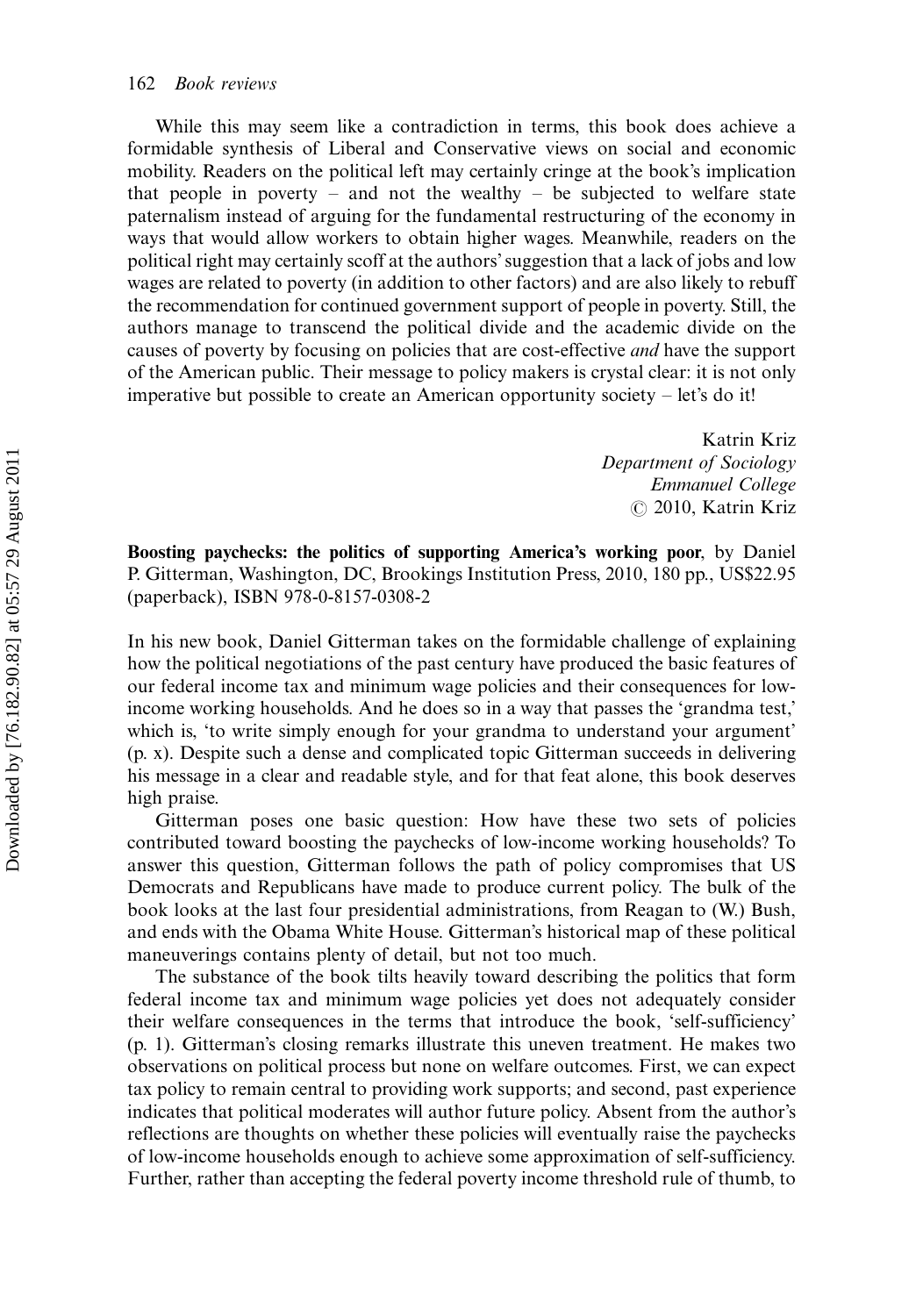While this may seem like a contradiction in terms, this book does achieve a formidable synthesis of Liberal and Conservative views on social and economic mobility. Readers on the political left may certainly cringe at the book's implication that people in poverty – and not the wealthy – be subjected to welfare state paternalism instead of arguing for the fundamental restructuring of the economy in ways that would allow workers to obtain higher wages. Meanwhile, readers on the political right may certainly scoff at the authors' suggestion that a lack of jobs and low wages are related to poverty (in addition to other factors) and are also likely to rebuff the recommendation for continued government support of people in poverty. Still, the authors manage to transcend the political divide and the academic divide on the causes of poverty by focusing on policies that are cost-effective *and* have the support of the American public. Their message to policy makers is crystal clear: it is not only imperative but possible to create an American opportunity society – let's do it!

Katrin Kriz
*Department of Sociology*
*Emmanuel College*
© 2010, Katrin Kriz

**Boosting paychecks: the politics of supporting America's working poor**, by Daniel P. Gitterman, Washington, DC, Brookings Institution Press, 2010, 180 pp., US$22.95 (paperback), ISBN 978-0-8157-0308-2

In his new book, Daniel Gitterman takes on the formidable challenge of explaining how the political negotiations of the past century have produced the basic features of our federal income tax and minimum wage policies and their consequences for low-income working households. And he does so in a way that passes the 'grandma test,' which is, 'to write simply enough for your grandma to understand your argument' (p. x). Despite such a dense and complicated topic Gitterman succeeds in delivering his message in a clear and readable style, and for that feat alone, this book deserves high praise.

Gitterman poses one basic question: How have these two sets of policies contributed toward boosting the paychecks of low-income working households? To answer this question, Gitterman follows the path of policy compromises that US Democrats and Republicans have made to produce current policy. The bulk of the book looks at the last four presidential administrations, from Reagan to (W.) Bush, and ends with the Obama White House. Gitterman's historical map of these political maneuverings contains plenty of detail, but not too much.

The substance of the book tilts heavily toward describing the politics that form federal income tax and minimum wage policies yet does not adequately consider their welfare consequences in the terms that introduce the book, 'self-sufficiency' (p. 1). Gitterman's closing remarks illustrate this uneven treatment. He makes two observations on political process but none on welfare outcomes. First, we can expect tax policy to remain central to providing work supports; and second, past experience indicates that political moderates will author future policy. Absent from the author's reflections are thoughts on whether these policies will eventually raise the paychecks of low-income households enough to achieve some approximation of self-sufficiency. Further, rather than accepting the federal poverty income threshold rule of thumb, to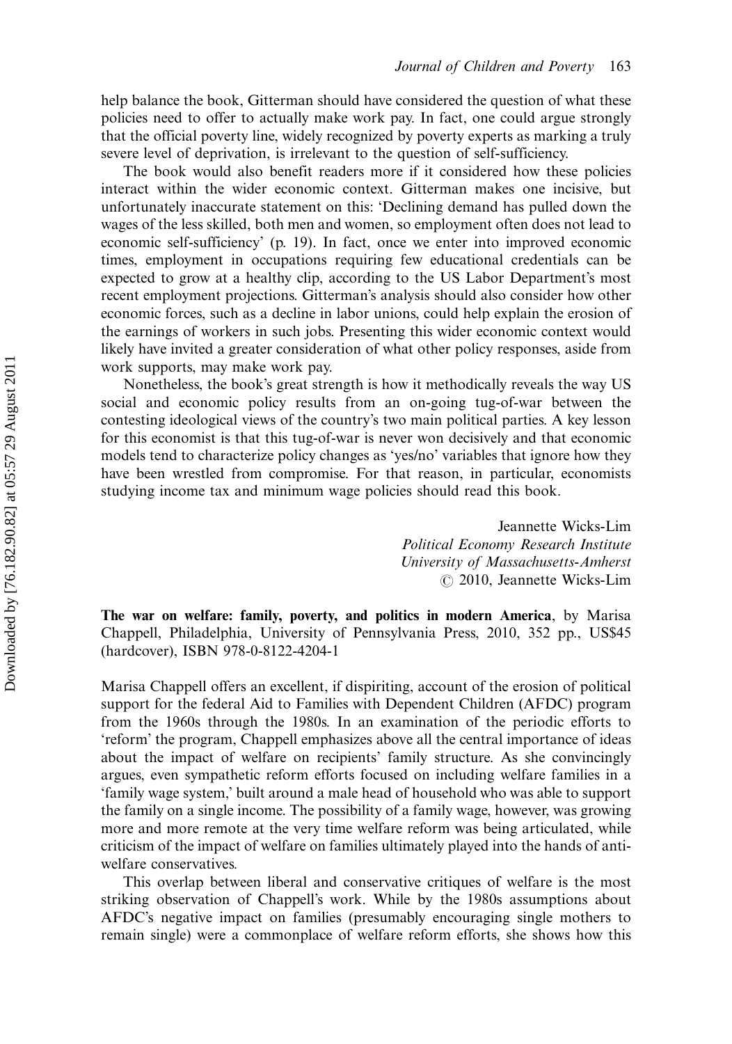help balance the book, Gitterman should have considered the question of what these policies need to offer to actually make work pay. In fact, one could argue strongly that the official poverty line, widely recognized by poverty experts as marking a truly severe level of deprivation, is irrelevant to the question of self-sufficiency.

The book would also benefit readers more if it considered how these policies interact within the wider economic context. Gitterman makes one incisive, but unfortunately inaccurate statement on this: 'Declining demand has pulled down the wages of the less skilled, both men and women, so employment often does not lead to economic self-sufficiency' (p. 19). In fact, once we enter into improved economic times, employment in occupations requiring few educational credentials can be expected to grow at a healthy clip, according to the US Labor Department's most recent employment projections. Gitterman's analysis should also consider how other economic forces, such as a decline in labor unions, could help explain the erosion of the earnings of workers in such jobs. Presenting this wider economic context would likely have invited a greater consideration of what other policy responses, aside from work supports, may make work pay.

Nonetheless, the book's great strength is how it methodically reveals the way US social and economic policy results from an on-going tug-of-war between the contesting ideological views of the country's two main political parties. A key lesson for this economist is that this tug-of-war is never won decisively and that economic models tend to characterize policy changes as 'yes/no' variables that ignore how they have been wrestled from compromise. For that reason, in particular, economists studying income tax and minimum wage policies should read this book.

Jeannette Wicks-Lim
*Political Economy Research Institute*
*University of Massachusetts-Amherst*
© 2010, Jeannette Wicks-Lim

**The war on welfare: family, poverty, and politics in modern America**, by Marisa Chappell, Philadelphia, University of Pennsylvania Press, 2010, 352 pp., US$45 (hardcover), ISBN 978-0-8122-4204-1

Marisa Chappell offers an excellent, if dispiriting, account of the erosion of political support for the federal Aid to Families with Dependent Children (AFDC) program from the 1960s through the 1980s. In an examination of the periodic efforts to 'reform' the program, Chappell emphasizes above all the central importance of ideas about the impact of welfare on recipients' family structure. As she convincingly argues, even sympathetic reform efforts focused on including welfare families in a 'family wage system,' built around a male head of household who was able to support the family on a single income. The possibility of a family wage, however, was growing more and more remote at the very time welfare reform was being articulated, while criticism of the impact of welfare on families ultimately played into the hands of anti-welfare conservatives.

This overlap between liberal and conservative critiques of welfare is the most striking observation of Chappell's work. While by the 1980s assumptions about AFDC's negative impact on families (presumably encouraging single mothers to remain single) were a commonplace of welfare reform efforts, she shows how this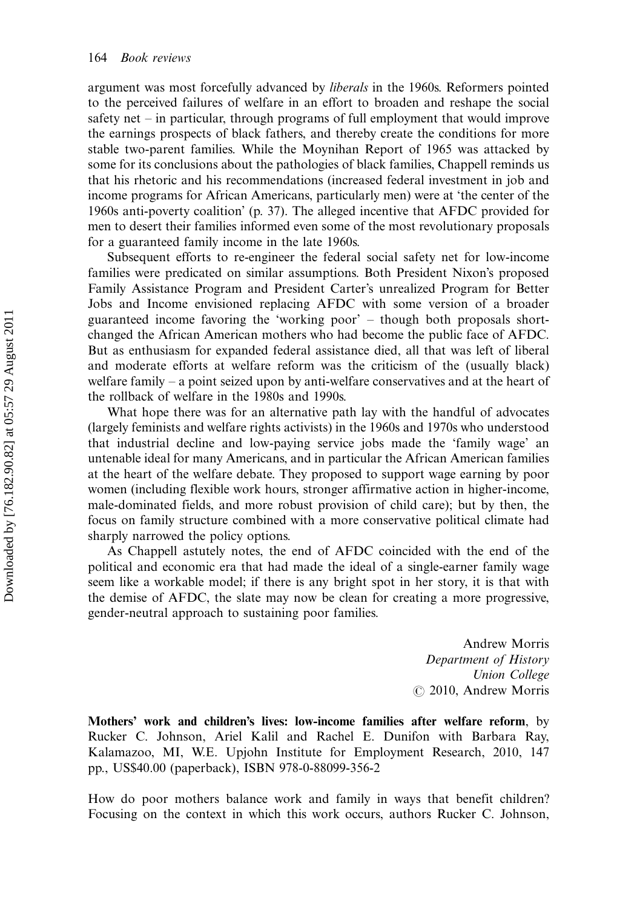argument was most forcefully advanced by *liberals* in the 1960s. Reformers pointed to the perceived failures of welfare in an effort to broaden and reshape the social safety net – in particular, through programs of full employment that would improve the earnings prospects of black fathers, and thereby create the conditions for more stable two-parent families. While the Moynihan Report of 1965 was attacked by some for its conclusions about the pathologies of black families, Chappell reminds us that his rhetoric and his recommendations (increased federal investment in job and income programs for African Americans, particularly men) were at 'the center of the 1960s anti-poverty coalition' (p. 37). The alleged incentive that AFDC provided for men to desert their families informed even some of the most revolutionary proposals for a guaranteed family income in the late 1960s.

Subsequent efforts to re-engineer the federal social safety net for low-income families were predicated on similar assumptions. Both President Nixon's proposed Family Assistance Program and President Carter's unrealized Program for Better Jobs and Income envisioned replacing AFDC with some version of a broader guaranteed income favoring the 'working poor' – though both proposals short-changed the African American mothers who had become the public face of AFDC. But as enthusiasm for expanded federal assistance died, all that was left of liberal and moderate efforts at welfare reform was the criticism of the (usually black) welfare family – a point seized upon by anti-welfare conservatives and at the heart of the rollback of welfare in the 1980s and 1990s.

What hope there was for an alternative path lay with the handful of advocates (largely feminists and welfare rights activists) in the 1960s and 1970s who understood that industrial decline and low-paying service jobs made the 'family wage' an untenable ideal for many Americans, and in particular the African American families at the heart of the welfare debate. They proposed to support wage earning by poor women (including flexible work hours, stronger affirmative action in higher-income, male-dominated fields, and more robust provision of child care); but by then, the focus on family structure combined with a more conservative political climate had sharply narrowed the policy options.

As Chappell astutely notes, the end of AFDC coincided with the end of the political and economic era that had made the ideal of a single-earner family wage seem like a workable model; if there is any bright spot in her story, it is that with the demise of AFDC, the slate may now be clean for creating a more progressive, gender-neutral approach to sustaining poor families.

Andrew Morris
*Department of History*
*Union College*
© 2010, Andrew Morris

**Mothers' work and children's lives: low-income families after welfare reform**, by Rucker C. Johnson, Ariel Kalil and Rachel E. Dunifon with Barbara Ray, Kalamazoo, MI, W.E. Upjohn Institute for Employment Research, 2010, 147 pp., US$40.00 (paperback), ISBN 978-0-88099-356-2

How do poor mothers balance work and family in ways that benefit children? Focusing on the context in which this work occurs, authors Rucker C. Johnson,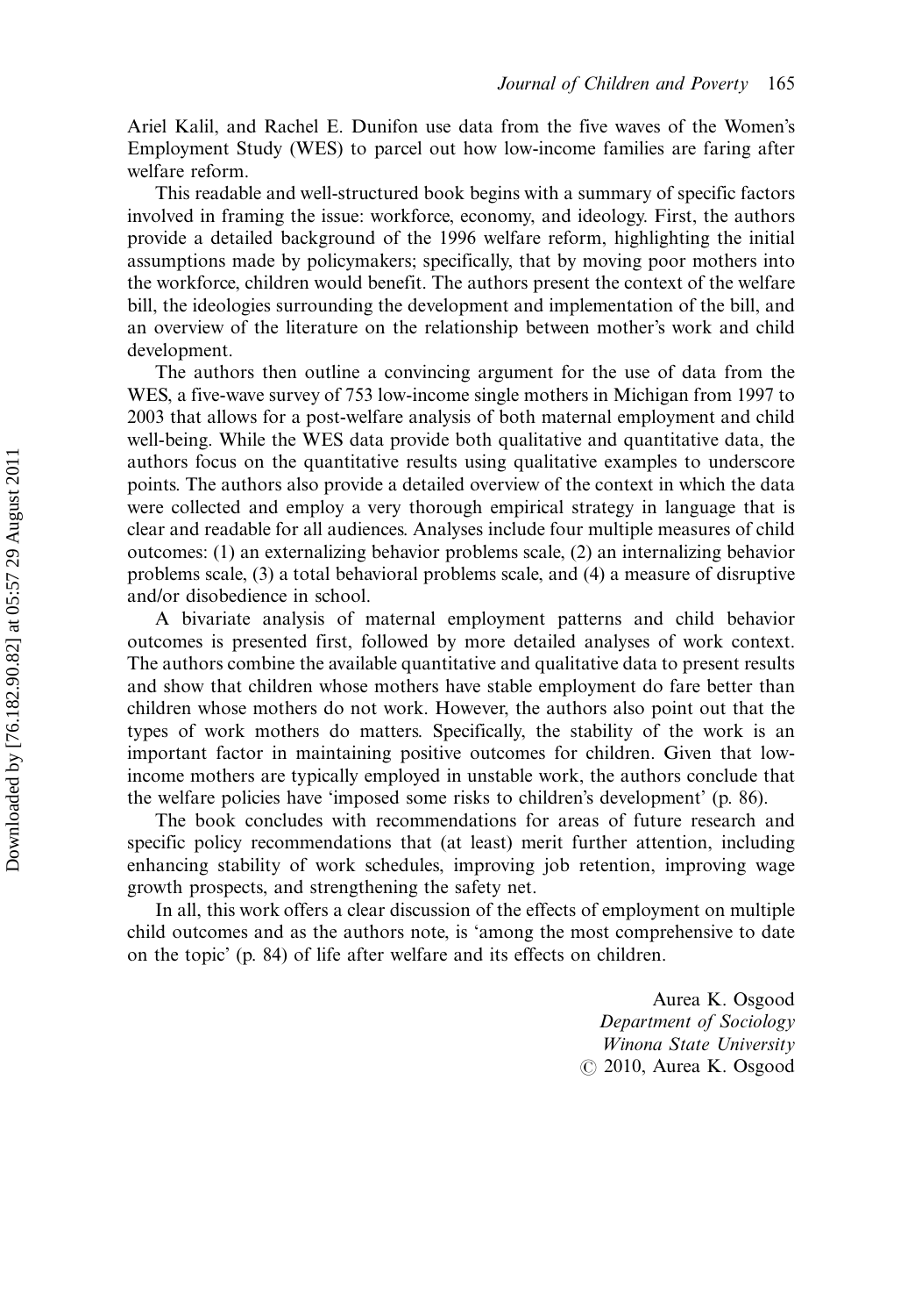Ariel Kalil, and Rachel E. Dunifon use data from the five waves of the Women's Employment Study (WES) to parcel out how low-income families are faring after welfare reform.

This readable and well-structured book begins with a summary of specific factors involved in framing the issue: workforce, economy, and ideology. First, the authors provide a detailed background of the 1996 welfare reform, highlighting the initial assumptions made by policymakers; specifically, that by moving poor mothers into the workforce, children would benefit. The authors present the context of the welfare bill, the ideologies surrounding the development and implementation of the bill, and an overview of the literature on the relationship between mother's work and child development.

The authors then outline a convincing argument for the use of data from the WES, a five-wave survey of 753 low-income single mothers in Michigan from 1997 to 2003 that allows for a post-welfare analysis of both maternal employment and child well-being. While the WES data provide both qualitative and quantitative data, the authors focus on the quantitative results using qualitative examples to underscore points. The authors also provide a detailed overview of the context in which the data were collected and employ a very thorough empirical strategy in language that is clear and readable for all audiences. Analyses include four multiple measures of child outcomes: (1) an externalizing behavior problems scale, (2) an internalizing behavior problems scale, (3) a total behavioral problems scale, and (4) a measure of disruptive and/or disobedience in school.

A bivariate analysis of maternal employment patterns and child behavior outcomes is presented first, followed by more detailed analyses of work context. The authors combine the available quantitative and qualitative data to present results and show that children whose mothers have stable employment do fare better than children whose mothers do not work. However, the authors also point out that the types of work mothers do matters. Specifically, the stability of the work is an important factor in maintaining positive outcomes for children. Given that low-income mothers are typically employed in unstable work, the authors conclude that the welfare policies have 'imposed some risks to children's development' (p. 86).

The book concludes with recommendations for areas of future research and specific policy recommendations that (at least) merit further attention, including enhancing stability of work schedules, improving job retention, improving wage growth prospects, and strengthening the safety net.

In all, this work offers a clear discussion of the effects of employment on multiple child outcomes and as the authors note, is 'among the most comprehensive to date on the topic' (p. 84) of life after welfare and its effects on children.

Aurea K. Osgood
*Department of Sociology*
*Winona State University*
© 2010, Aurea K. Osgood